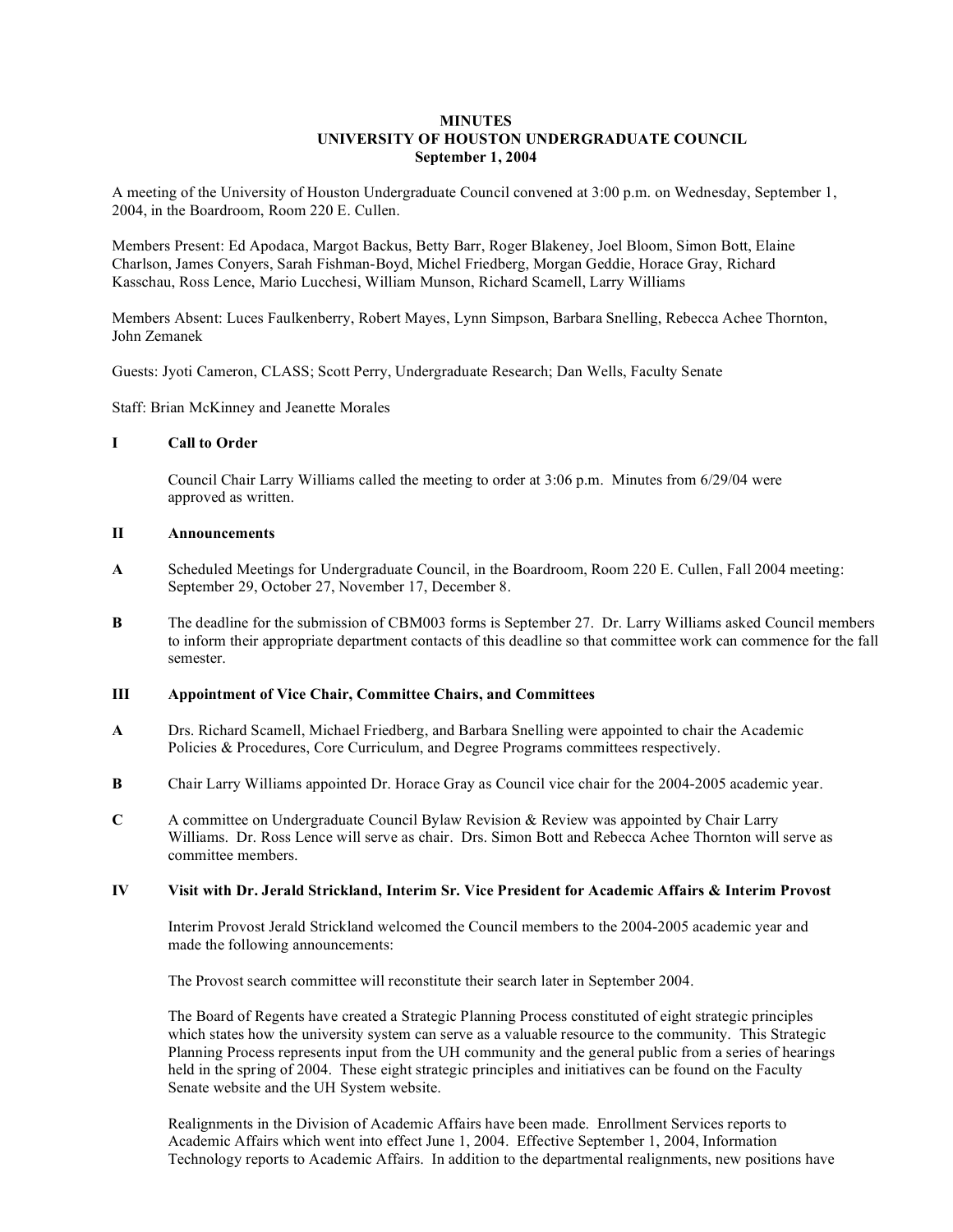# MINUTES
## UNIVERSITY OF HOUSTON UNDERGRADUATE COUNCIL
### September 1, 2004

A meeting of the University of Houston Undergraduate Council convened at 3:00 p.m. on Wednesday, September 1, 2004, in the Boardroom, Room 220 E. Cullen.

Members Present: Ed Apodaca, Margot Backus, Betty Barr, Roger Blakeney, Joel Bloom, Simon Bott, Elaine Charlson, James Conyers, Sarah Fishman-Boyd, Michel Friedberg, Morgan Geddie, Horace Gray, Richard Kasschau, Ross Lence, Mario Lucchesi, William Munson, Richard Scamell, Larry Williams

Members Absent: Luces Faulkenberry, Robert Mayes, Lynn Simpson, Barbara Snelling, Rebecca Achee Thornton, John Zemanek

Guests: Jyoti Cameron, CLASS; Scott Perry, Undergraduate Research; Dan Wells, Faculty Senate

Staff: Brian McKinney and Jeanette Morales

**I Call to Order**

Council Chair Larry Williams called the meeting to order at 3:06 p.m. Minutes from 6/29/04 were approved as written.

**II Announcements**

**A** Scheduled Meetings for Undergraduate Council, in the Boardroom, Room 220 E. Cullen, Fall 2004 meeting: September 29, October 27, November 17, December 8.

**B** The deadline for the submission of CBM003 forms is September 27. Dr. Larry Williams asked Council members to inform their appropriate department contacts of this deadline so that committee work can commence for the fall semester.

**III Appointment of Vice Chair, Committee Chairs, and Committees**

**A** Drs. Richard Scamell, Michael Friedberg, and Barbara Snelling were appointed to chair the Academic Policies & Procedures, Core Curriculum, and Degree Programs committees respectively.

**B** Chair Larry Williams appointed Dr. Horace Gray as Council vice chair for the 2004-2005 academic year.

**C** A committee on Undergraduate Council Bylaw Revision & Review was appointed by Chair Larry Williams. Dr. Ross Lence will serve as chair. Drs. Simon Bott and Rebecca Achee Thornton will serve as committee members.

**IV Visit with Dr. Jerald Strickland, Interim Sr. Vice President for Academic Affairs & Interim Provost**

Interim Provost Jerald Strickland welcomed the Council members to the 2004-2005 academic year and made the following announcements:

The Provost search committee will reconstitute their search later in September 2004.

The Board of Regents have created a Strategic Planning Process constituted of eight strategic principles which states how the university system can serve as a valuable resource to the community. This Strategic Planning Process represents input from the UH community and the general public from a series of hearings held in the spring of 2004. These eight strategic principles and initiatives can be found on the Faculty Senate website and the UH System website.

Realignments in the Division of Academic Affairs have been made. Enrollment Services reports to Academic Affairs which went into effect June 1, 2004. Effective September 1, 2004, Information Technology reports to Academic Affairs. In addition to the departmental realignments, new positions have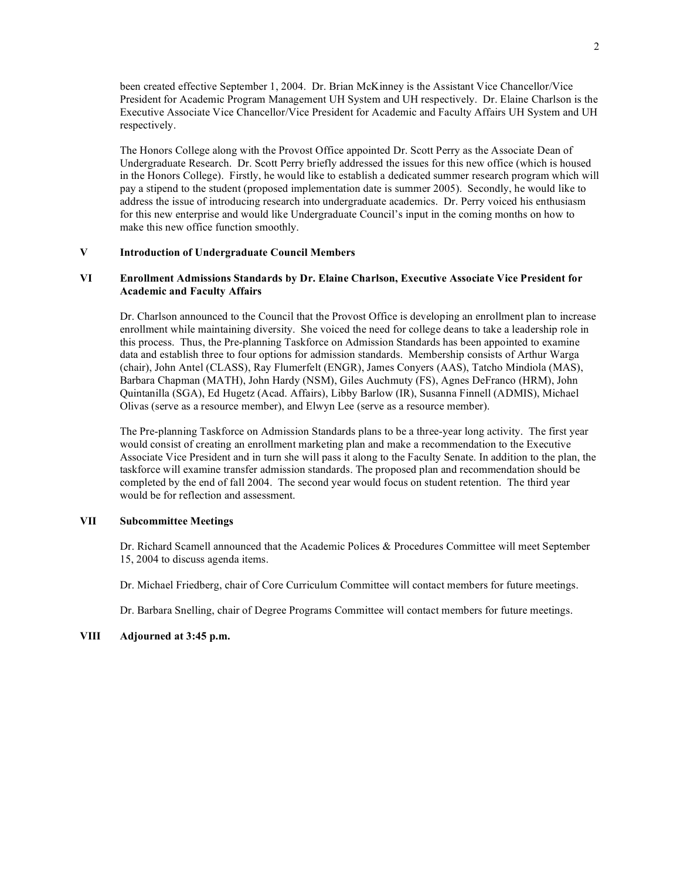been created effective September 1, 2004. Dr. Brian McKinney is the Assistant Vice Chancellor/Vice President for Academic Program Management UH System and UH respectively. Dr. Elaine Charlson is the Executive Associate Vice Chancellor/Vice President for Academic and Faculty Affairs UH System and UH respectively.

The Honors College along with the Provost Office appointed Dr. Scott Perry as the Associate Dean of Undergraduate Research. Dr. Scott Perry briefly addressed the issues for this new office (which is housed in the Honors College). Firstly, he would like to establish a dedicated summer research program which will pay a stipend to the student (proposed implementation date is summer 2005). Secondly, he would like to address the issue of introducing research into undergraduate academics. Dr. Perry voiced his enthusiasm for this new enterprise and would like Undergraduate Council's input in the coming months on how to make this new office function smoothly.

## V Introduction of Undergraduate Council Members

## VI Enrollment Admissions Standards by Dr. Elaine Charlson, Executive Associate Vice President for Academic and Faculty Affairs

Dr. Charlson announced to the Council that the Provost Office is developing an enrollment plan to increase enrollment while maintaining diversity. She voiced the need for college deans to take a leadership role in this process. Thus, the Pre-planning Taskforce on Admission Standards has been appointed to examine data and establish three to four options for admission standards. Membership consists of Arthur Warga (chair), John Antel (CLASS), Ray Flumerfelt (ENGR), James Conyers (AAS), Tatcho Mindiola (MAS), Barbara Chapman (MATH), John Hardy (NSM), Giles Auchmuty (FS), Agnes DeFranco (HRM), John Quintanilla (SGA), Ed Hugetz (Acad. Affairs), Libby Barlow (IR), Susanna Finnell (ADMIS), Michael Olivas (serve as a resource member), and Elwyn Lee (serve as a resource member).

The Pre-planning Taskforce on Admission Standards plans to be a three-year long activity. The first year would consist of creating an enrollment marketing plan and make a recommendation to the Executive Associate Vice President and in turn she will pass it along to the Faculty Senate. In addition to the plan, the taskforce will examine transfer admission standards. The proposed plan and recommendation should be completed by the end of fall 2004. The second year would focus on student retention. The third year would be for reflection and assessment.

## VII Subcommittee Meetings

Dr. Richard Scamell announced that the Academic Polices & Procedures Committee will meet September 15, 2004 to discuss agenda items.

Dr. Michael Friedberg, chair of Core Curriculum Committee will contact members for future meetings.

Dr. Barbara Snelling, chair of Degree Programs Committee will contact members for future meetings.

## VIII Adjourned at 3:45 p.m.